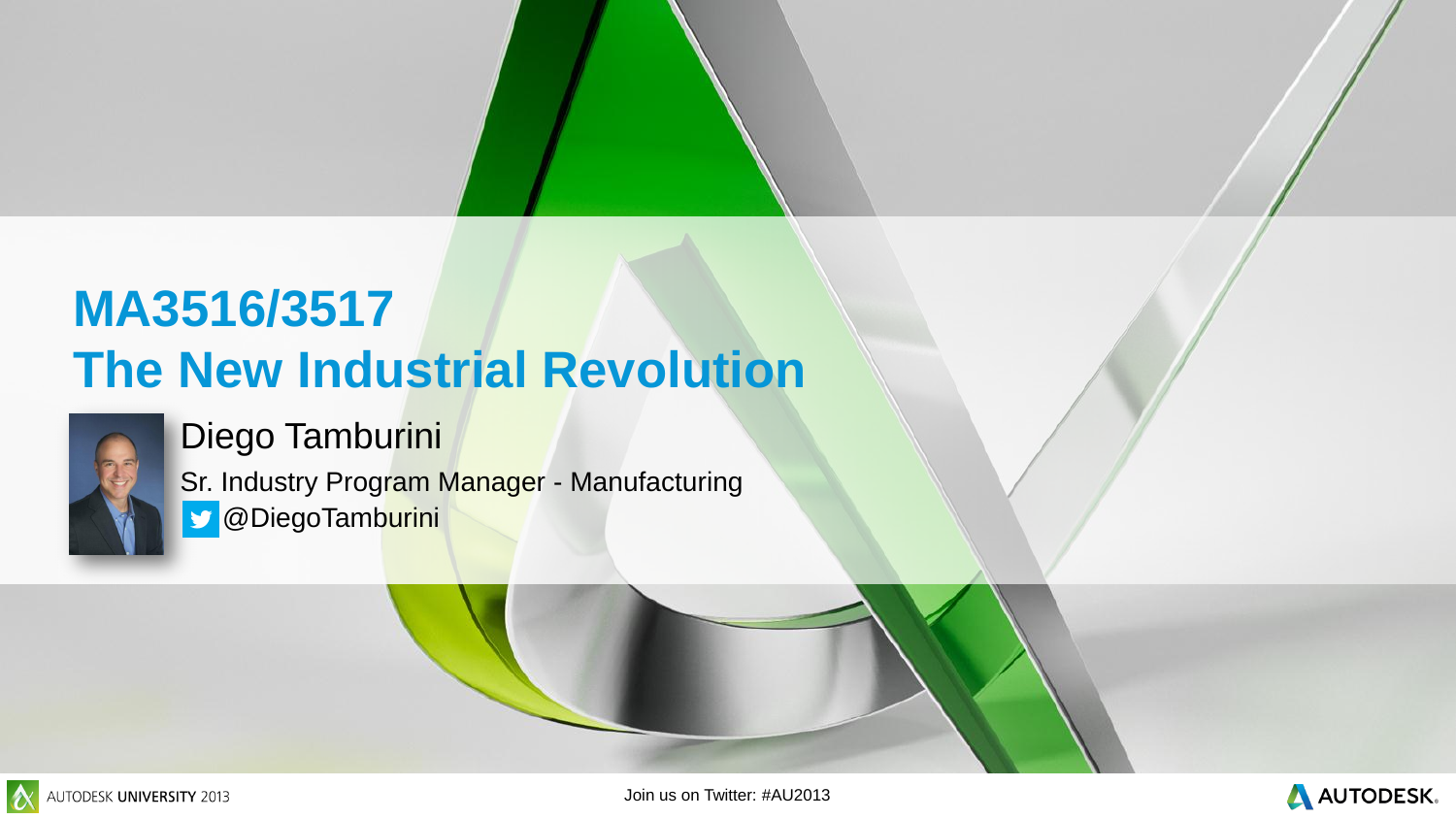# MA3516/3517
# The New Industrial Revolution

Diego Tamburini

Sr. Industry Program Manager - Manufacturing

@DiegoTamburini

Join us on Twitter: #AU2013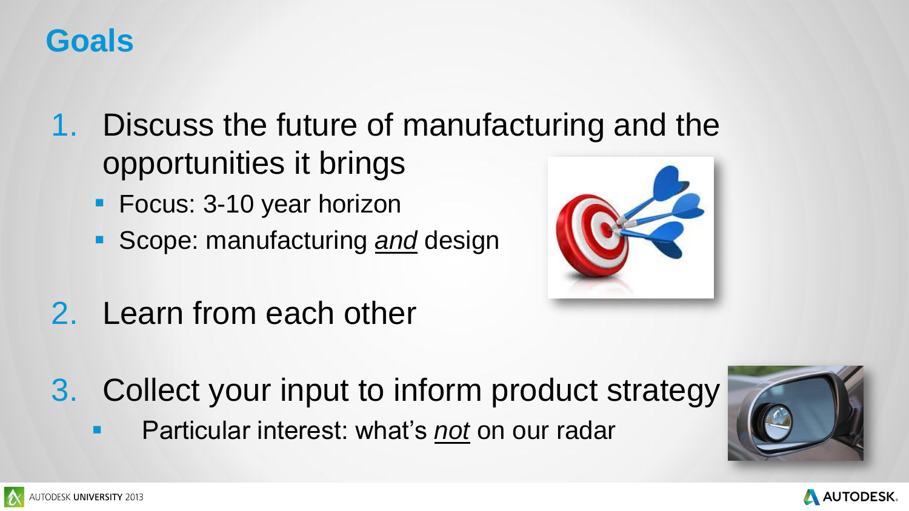# Goals

1. Discuss the future of manufacturing and the opportunities it brings
   - Focus: 3-10 year horizon
   - Scope: manufacturing *and* design
2. Learn from each other
3. Collect your input to inform product strategy
   - Particular interest: what's *not* on our radar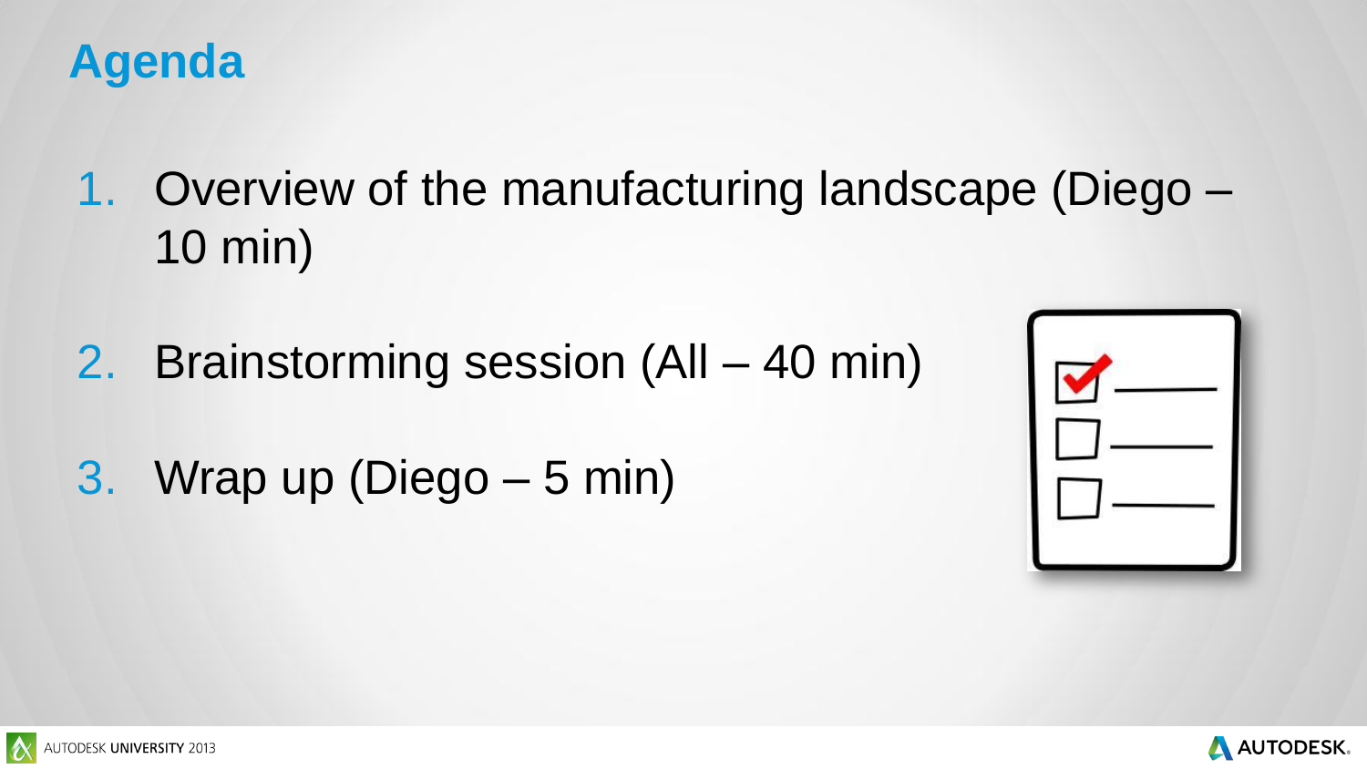# Agenda

1. Overview of the manufacturing landscape (Diego – 10 min)
2. Brainstorming session (All – 40 min)
3. Wrap up (Diego – 5 min)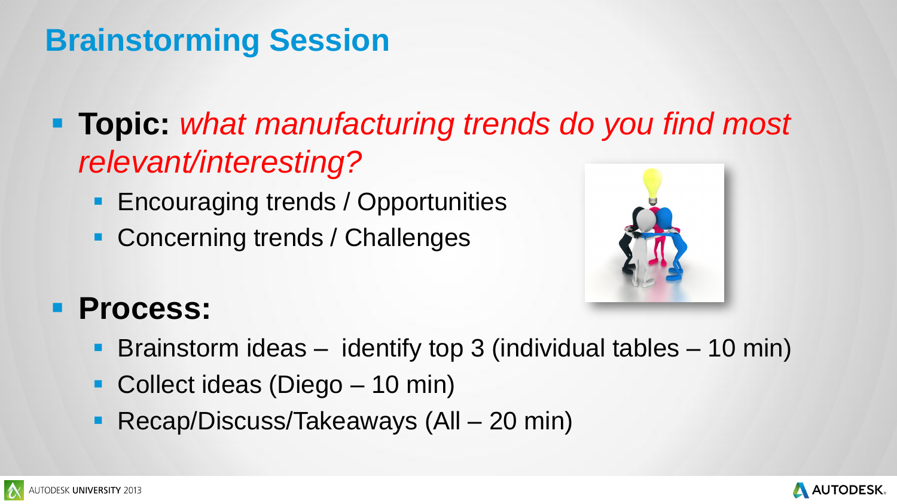# Brainstorming Session

- **Topic:** *what manufacturing trends do you find most relevant/interesting?*
  - Encouraging trends / Opportunities
  - Concerning trends / Challenges
- **Process:**
  - Brainstorm ideas – identify top 3 (individual tables – 10 min)
  - Collect ideas (Diego – 10 min)
  - Recap/Discuss/Takeaways (All – 20 min)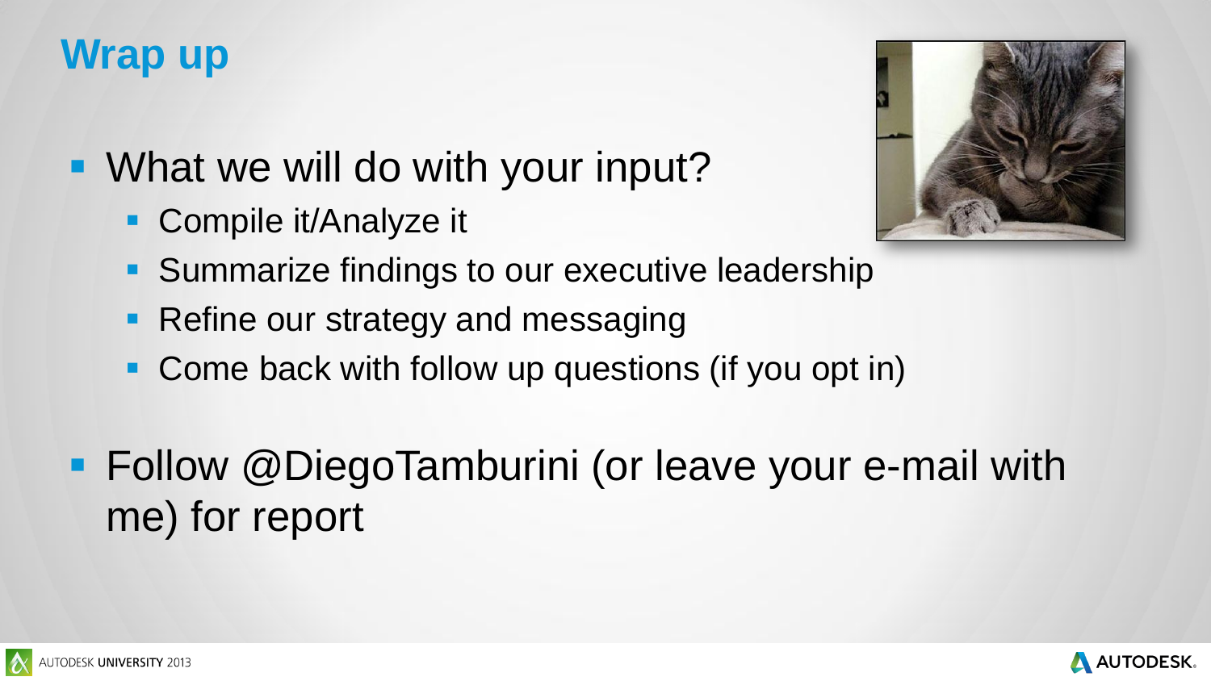# Wrap up

- What we will do with your input?
  - Compile it/Analyze it
  - Summarize findings to our executive leadership
  - Refine our strategy and messaging
  - Come back with follow up questions (if you opt in)
- Follow @DiegoTamburini (or leave your e-mail with me) for report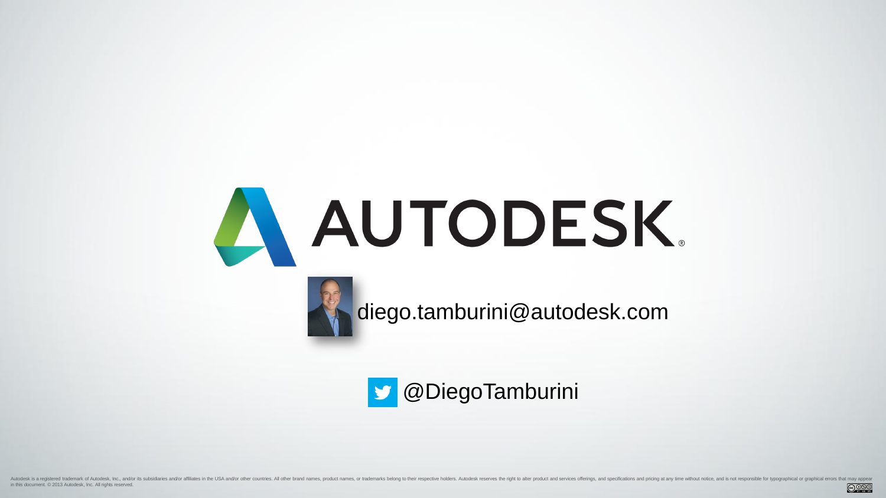AUTODESK®

diego.tamburini@autodesk.com

@DiegoTamburini

Autodesk is a registered trademark of Autodesk, Inc., and/or its subsidiaries and/or affiliates in the USA and/or other countries. All other brand names, product names, or trademarks belong to their respective holders. Autodesk reserves the right to alter product and services offerings, and specifications and pricing at any time without notice, and is not responsible for typographical or graphical errors that may appear in this document. © 2013 Autodesk, Inc. All rights reserved.